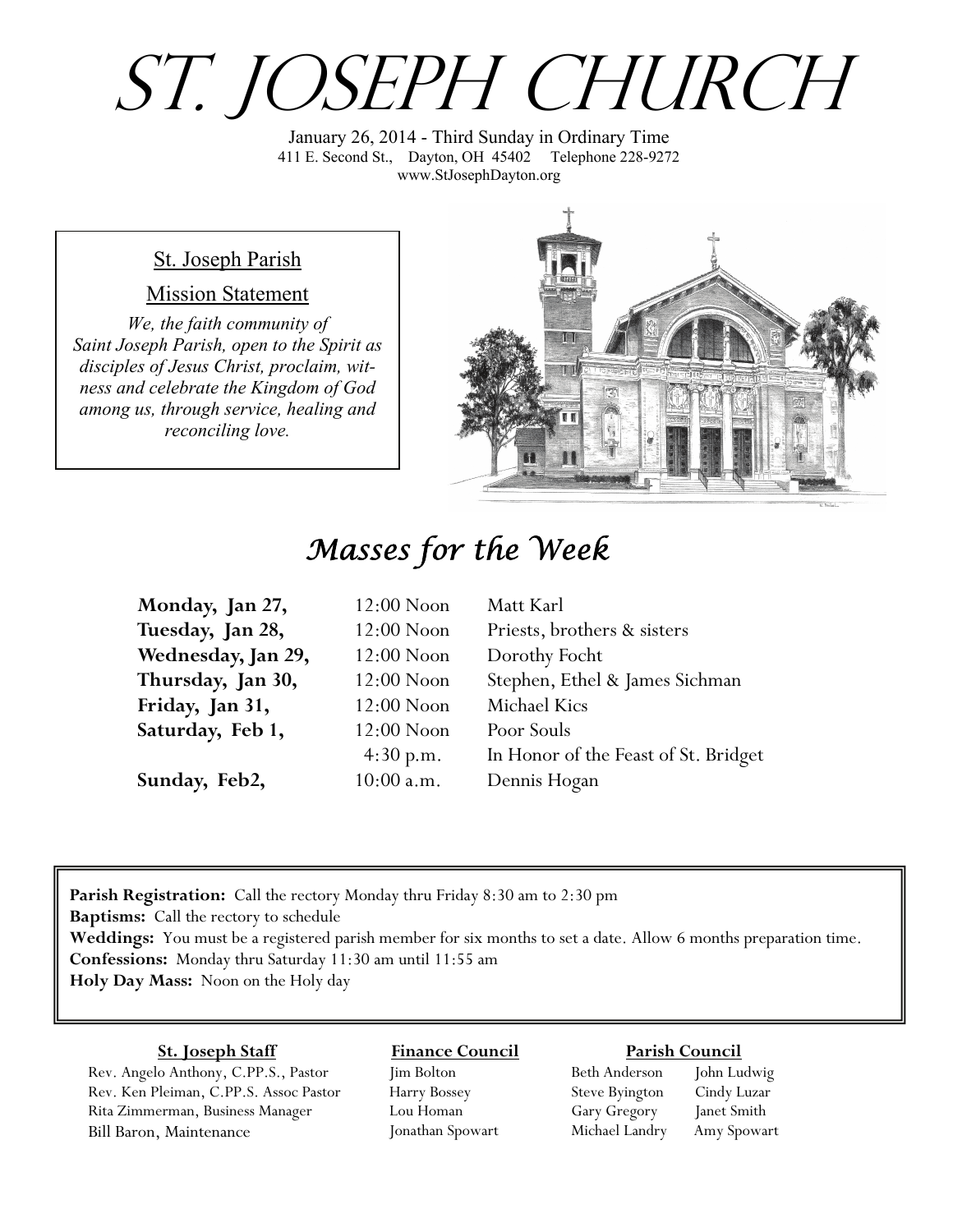# ST. JOSEPH CHURCH

January 26, 2014 - Third Sunday in Ordinary Time
411 E. Second St., Dayton, OH 45402 Telephone 228-9272
www.StJosephDayton.org

St. Joseph Parish

Mission Statement

*We, the faith community of Saint Joseph Parish, open to the Spirit as disciples of Jesus Christ, proclaim, witness and celebrate the Kingdom of God among us, through service, healing and reconciling love.*

## *Masses for the Week*

| | | |
|---|---|---|
| **Monday, Jan 27,** | 12:00 Noon | Matt Karl |
| **Tuesday, Jan 28,** | 12:00 Noon | Priests, brothers & sisters |
| **Wednesday, Jan 29,** | 12:00 Noon | Dorothy Focht |
| **Thursday, Jan 30,** | 12:00 Noon | Stephen, Ethel & James Sichman |
| **Friday, Jan 31,** | 12:00 Noon | Michael Kics |
| **Saturday, Feb 1,** | 12:00 Noon | Poor Souls |
| | 4:30 p.m. | In Honor of the Feast of St. Bridget |
| **Sunday, Feb2,** | 10:00 a.m. | Dennis Hogan |

**Parish Registration:** Call the rectory Monday thru Friday 8:30 am to 2:30 pm
**Baptisms:** Call the rectory to schedule
**Weddings:** You must be a registered parish member for six months to set a date. Allow 6 months preparation time.
**Confessions:** Monday thru Saturday 11:30 am until 11:55 am
**Holy Day Mass:** Noon on the Holy day

**St. Joseph Staff**

Rev. Angelo Anthony, C.PP.S., Pastor
Rev. Ken Pleiman, C.PP.S. Assoc Pastor
Rita Zimmerman, Business Manager
Bill Baron, Maintenance

**Finance Council**

Jim Bolton
Harry Bossey
Lou Homan
Jonathan Spowart

**Parish Council**

Beth Anderson
Steve Byington
Gary Gregory
Michael Landry
John Ludwig
Cindy Luzar
Janet Smith
Amy Spowart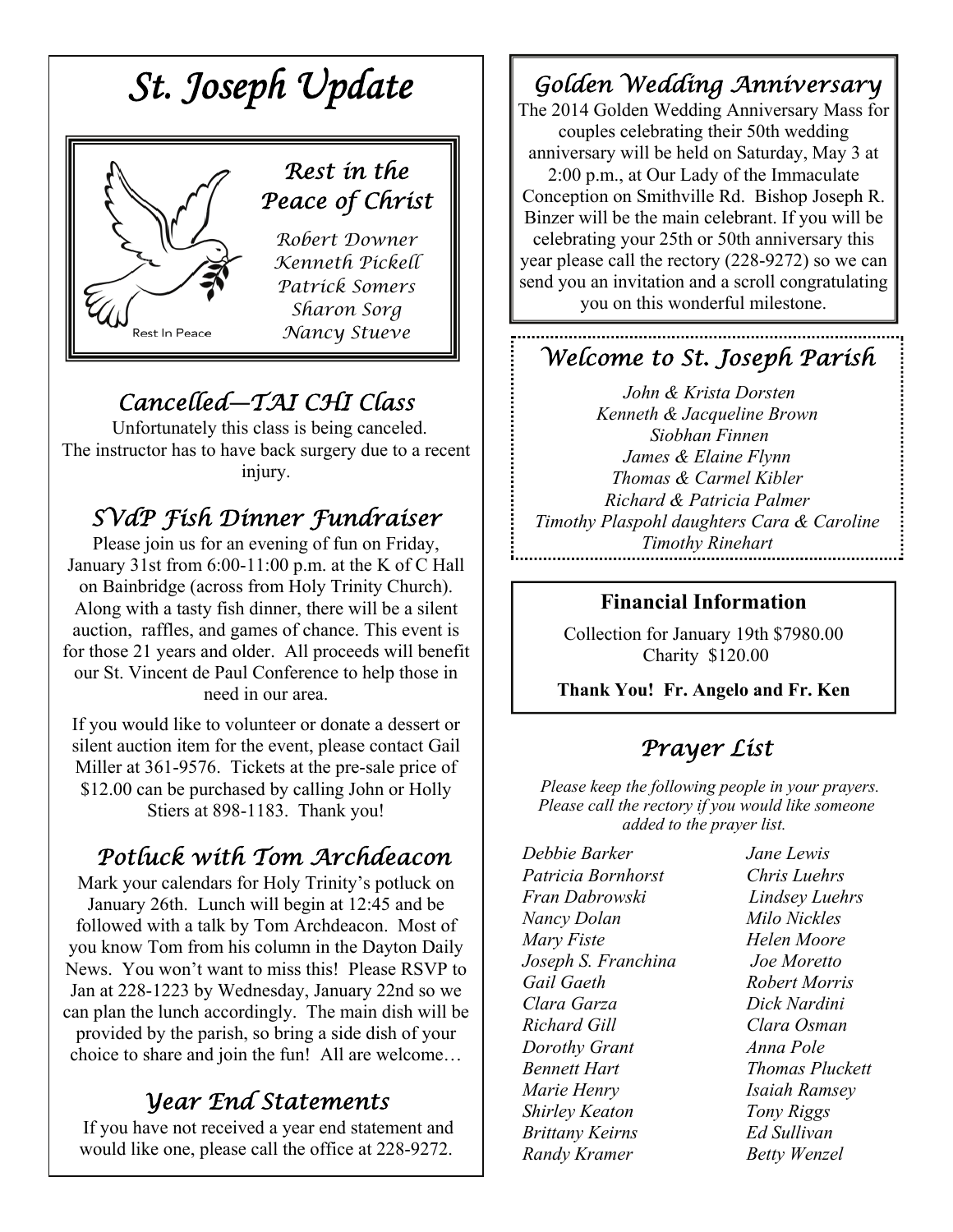# St. Joseph Update

## Rest in the Peace of Christ

*Robert Downer*
*Kenneth Pickell*
*Patrick Somers*
*Sharon Sorg*
*Nancy Stueve*

Rest In Peace

## Cancelled—TAI CHI Class

Unfortunately this class is being canceled. The instructor has to have back surgery due to a recent injury.

## SVdP Fish Dinner Fundraiser

Please join us for an evening of fun on Friday, January 31st from 6:00-11:00 p.m. at the K of C Hall on Bainbridge (across from Holy Trinity Church). Along with a tasty fish dinner, there will be a silent auction, raffles, and games of chance. This event is for those 21 years and older. All proceeds will benefit our St. Vincent de Paul Conference to help those in need in our area.

If you would like to volunteer or donate a dessert or silent auction item for the event, please contact Gail Miller at 361-9576. Tickets at the pre-sale price of $12.00 can be purchased by calling John or Holly Stiers at 898-1183. Thank you!

## Potluck with Tom Archdeacon

Mark your calendars for Holy Trinity's potluck on January 26th. Lunch will begin at 12:45 and be followed with a talk by Tom Archdeacon. Most of you know Tom from his column in the Dayton Daily News. You won't want to miss this! Please RSVP to Jan at 228-1223 by Wednesday, January 22nd so we can plan the lunch accordingly. The main dish will be provided by the parish, so bring a side dish of your choice to share and join the fun! All are welcome…

## Year End Statements

If you have not received a year end statement and would like one, please call the office at 228-9272.

## Golden Wedding Anniversary

The 2014 Golden Wedding Anniversary Mass for couples celebrating their 50th wedding anniversary will be held on Saturday, May 3 at 2:00 p.m., at Our Lady of the Immaculate Conception on Smithville Rd. Bishop Joseph R. Binzer will be the main celebrant. If you will be celebrating your 25th or 50th anniversary this year please call the rectory (228-9272) so we can send you an invitation and a scroll congratulating you on this wonderful milestone.

## Welcome to St. Joseph Parish

*John & Krista Dorsten*
*Kenneth & Jacqueline Brown*
*Siobhan Finnen*
*James & Elaine Flynn*
*Thomas & Carmel Kibler*
*Richard & Patricia Palmer*
*Timothy Plaspohl daughters Cara & Caroline*
*Timothy Rinehart*

### Financial Information

Collection for January 19th $7980.00
Charity $120.00

**Thank You! Fr. Angelo and Fr. Ken**

## Prayer List

*Please keep the following people in your prayers. Please call the rectory if you would like someone added to the prayer list.*

*Debbie Barker*
*Patricia Bornhorst*
*Fran Dabrowski*
*Nancy Dolan*
*Mary Fiste*
*Joseph S. Franchina*
*Gail Gaeth*
*Clara Garza*
*Richard Gill*
*Dorothy Grant*
*Bennett Hart*
*Marie Henry*
*Shirley Keaton*
*Brittany Keirns*
*Randy Kramer*
*Jane Lewis*
*Chris Luehrs*
*Lindsey Luehrs*
*Milo Nickles*
*Helen Moore*
*Joe Moretto*
*Robert Morris*
*Dick Nardini*
*Clara Osman*
*Anna Pole*
*Thomas Pluckett*
*Isaiah Ramsey*
*Tony Riggs*
*Ed Sullivan*
*Betty Wenzel*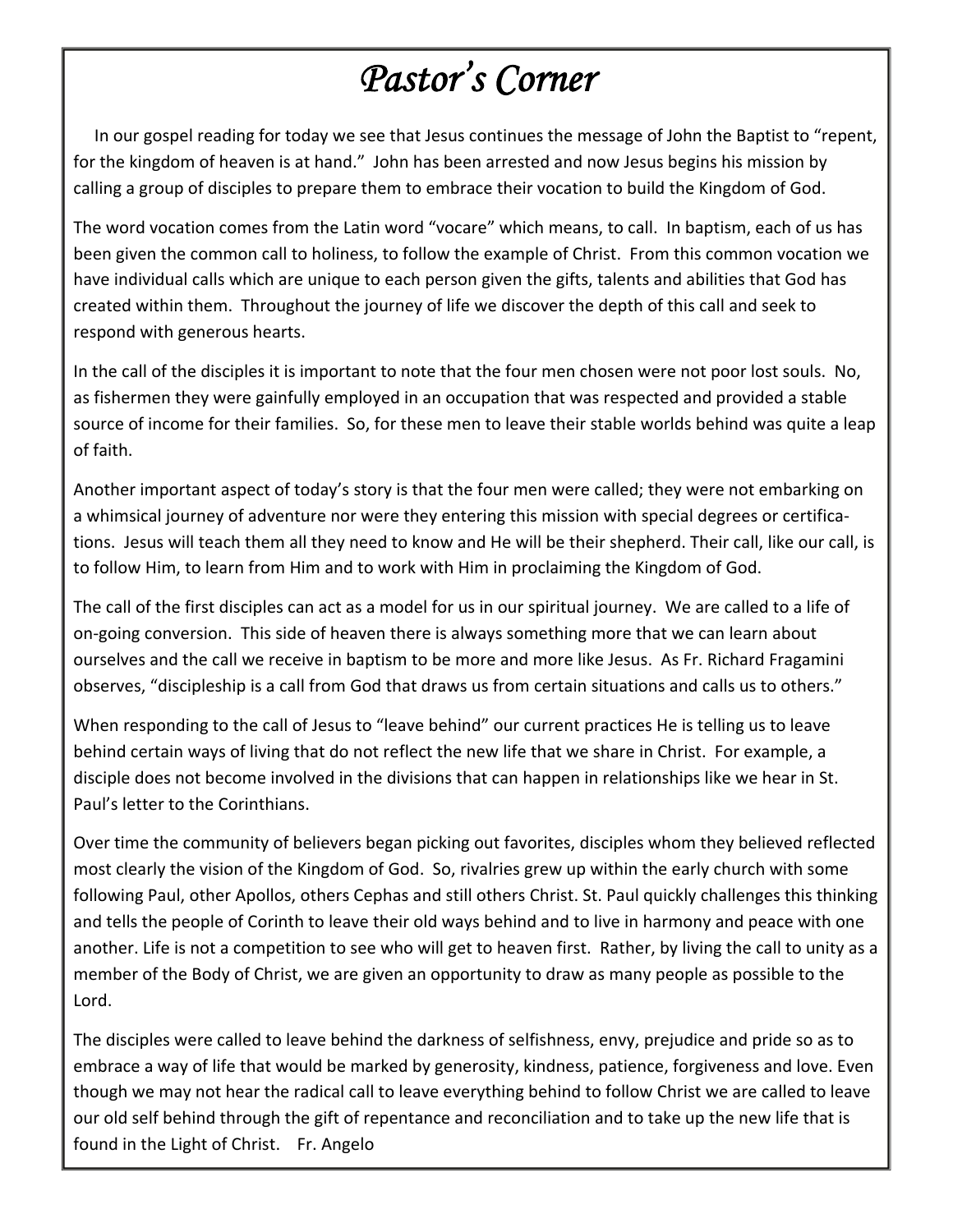# *Pastor's Corner*

In our gospel reading for today we see that Jesus continues the message of John the Baptist to "repent, for the kingdom of heaven is at hand." John has been arrested and now Jesus begins his mission by calling a group of disciples to prepare them to embrace their vocation to build the Kingdom of God.

The word vocation comes from the Latin word "vocare" which means, to call. In baptism, each of us has been given the common call to holiness, to follow the example of Christ. From this common vocation we have individual calls which are unique to each person given the gifts, talents and abilities that God has created within them. Throughout the journey of life we discover the depth of this call and seek to respond with generous hearts.

In the call of the disciples it is important to note that the four men chosen were not poor lost souls. No, as fishermen they were gainfully employed in an occupation that was respected and provided a stable source of income for their families. So, for these men to leave their stable worlds behind was quite a leap of faith.

Another important aspect of today's story is that the four men were called; they were not embarking on a whimsical journey of adventure nor were they entering this mission with special degrees or certifications. Jesus will teach them all they need to know and He will be their shepherd. Their call, like our call, is to follow Him, to learn from Him and to work with Him in proclaiming the Kingdom of God.

The call of the first disciples can act as a model for us in our spiritual journey. We are called to a life of on-going conversion. This side of heaven there is always something more that we can learn about ourselves and the call we receive in baptism to be more and more like Jesus. As Fr. Richard Fragamini observes, "discipleship is a call from God that draws us from certain situations and calls us to others."

When responding to the call of Jesus to "leave behind" our current practices He is telling us to leave behind certain ways of living that do not reflect the new life that we share in Christ. For example, a disciple does not become involved in the divisions that can happen in relationships like we hear in St. Paul's letter to the Corinthians.

Over time the community of believers began picking out favorites, disciples whom they believed reflected most clearly the vision of the Kingdom of God. So, rivalries grew up within the early church with some following Paul, other Apollos, others Cephas and still others Christ. St. Paul quickly challenges this thinking and tells the people of Corinth to leave their old ways behind and to live in harmony and peace with one another. Life is not a competition to see who will get to heaven first. Rather, by living the call to unity as a member of the Body of Christ, we are given an opportunity to draw as many people as possible to the Lord.

The disciples were called to leave behind the darkness of selfishness, envy, prejudice and pride so as to embrace a way of life that would be marked by generosity, kindness, patience, forgiveness and love. Even though we may not hear the radical call to leave everything behind to follow Christ we are called to leave our old self behind through the gift of repentance and reconciliation and to take up the new life that is found in the Light of Christ. Fr. Angelo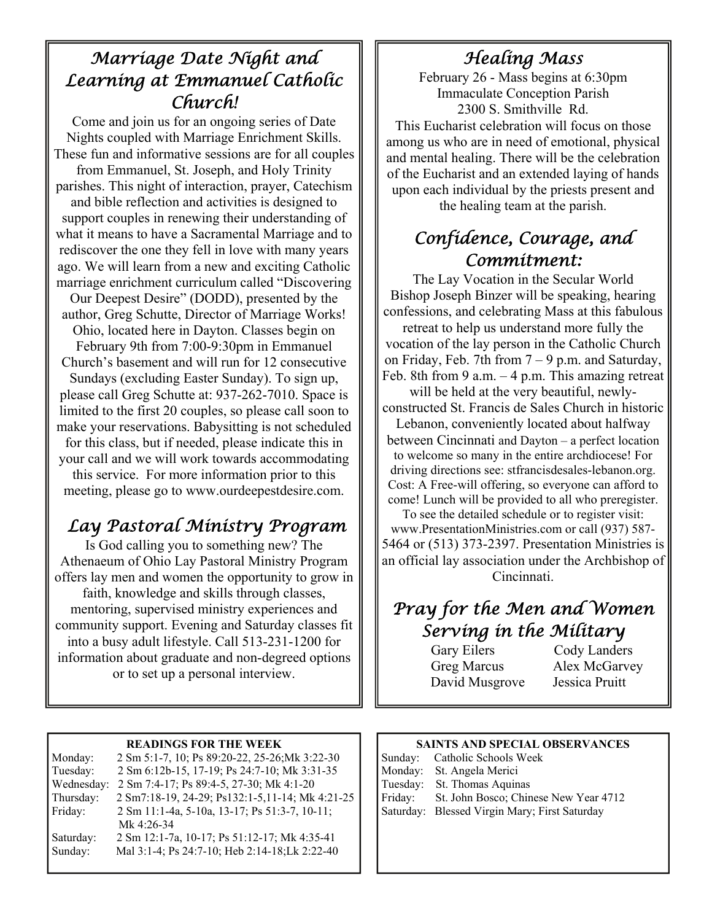## Marriage Date Night and Learning at Emmanuel Catholic Church!

Come and join us for an ongoing series of Date Nights coupled with Marriage Enrichment Skills. These fun and informative sessions are for all couples from Emmanuel, St. Joseph, and Holy Trinity parishes. This night of interaction, prayer, Catechism and bible reflection and activities is designed to support couples in renewing their understanding of what it means to have a Sacramental Marriage and to rediscover the one they fell in love with many years ago. We will learn from a new and exciting Catholic marriage enrichment curriculum called "Discovering Our Deepest Desire" (DODD), presented by the author, Greg Schutte, Director of Marriage Works! Ohio, located here in Dayton. Classes begin on February 9th from 7:00-9:30pm in Emmanuel Church's basement and will run for 12 consecutive Sundays (excluding Easter Sunday). To sign up, please call Greg Schutte at: 937-262-7010. Space is limited to the first 20 couples, so please call soon to make your reservations. Babysitting is not scheduled for this class, but if needed, please indicate this in your call and we will work towards accommodating this service. For more information prior to this meeting, please go to www.ourdeepestdesire.com.

## Lay Pastoral Ministry Program

Is God calling you to something new? The Athenaeum of Ohio Lay Pastoral Ministry Program offers lay men and women the opportunity to grow in faith, knowledge and skills through classes, mentoring, supervised ministry experiences and community support. Evening and Saturday classes fit into a busy adult lifestyle. Call 513-231-1200 for information about graduate and non-degreed options or to set up a personal interview.

## Healing Mass

February 26 - Mass begins at 6:30pm
Immaculate Conception Parish
2300 S. Smithville Rd.

This Eucharist celebration will focus on those among us who are in need of emotional, physical and mental healing. There will be the celebration of the Eucharist and an extended laying of hands upon each individual by the priests present and the healing team at the parish.

## Confidence, Courage, and Commitment:

The Lay Vocation in the Secular World
Bishop Joseph Binzer will be speaking, hearing confessions, and celebrating Mass at this fabulous retreat to help us understand more fully the vocation of the lay person in the Catholic Church on Friday, Feb. 7th from 7 – 9 p.m. and Saturday, Feb. 8th from 9 a.m. – 4 p.m. This amazing retreat will be held at the very beautiful, newly-constructed St. Francis de Sales Church in historic Lebanon, conveniently located about halfway between Cincinnati and Dayton – a perfect location to welcome so many in the entire archdiocese! For driving directions see: stfrancisdesales-lebanon.org. Cost: A Free-will offering, so everyone can afford to come! Lunch will be provided to all who preregister. To see the detailed schedule or to register visit: www.PresentationMinistries.com or call (937) 587-5464 or (513) 373-2397. Presentation Ministries is an official lay association under the Archbishop of Cincinnati.

## Pray for the Men and Women Serving in the Military

| | |
|---|---|
| Gary Eilers | Cody Landers |
| Greg Marcus | Alex McGarvey |
| David Musgrove | Jessica Pruitt |

**READINGS FOR THE WEEK**

| | |
|---|---|
| Monday: | 2 Sm 5:1-7, 10; Ps 89:20-22, 25-26;Mk 3:22-30 |
| Tuesday: | 2 Sm 6:12b-15, 17-19; Ps 24:7-10; Mk 3:31-35 |
| Wednesday: | 2 Sm 7:4-17; Ps 89:4-5, 27-30; Mk 4:1-20 |
| Thursday: | 2 Sm7:18-19, 24-29; Ps132:1-5,11-14; Mk 4:21-25 |
| Friday: | 2 Sm 11:1-4a, 5-10a, 13-17; Ps 51:3-7, 10-11; Mk 4:26-34 |
| Saturday: | 2 Sm 12:1-7a, 10-17; Ps 51:12-17; Mk 4:35-41 |
| Sunday: | Mal 3:1-4; Ps 24:7-10; Heb 2:14-18;Lk 2:22-40 |

**SAINTS AND SPECIAL OBSERVANCES**

| | |
|---|---|
| Sunday: | Catholic Schools Week |
| Monday: | St. Angela Merici |
| Tuesday: | St. Thomas Aquinas |
| Friday: | St. John Bosco; Chinese New Year 4712 |
| Saturday: | Blessed Virgin Mary; First Saturday |